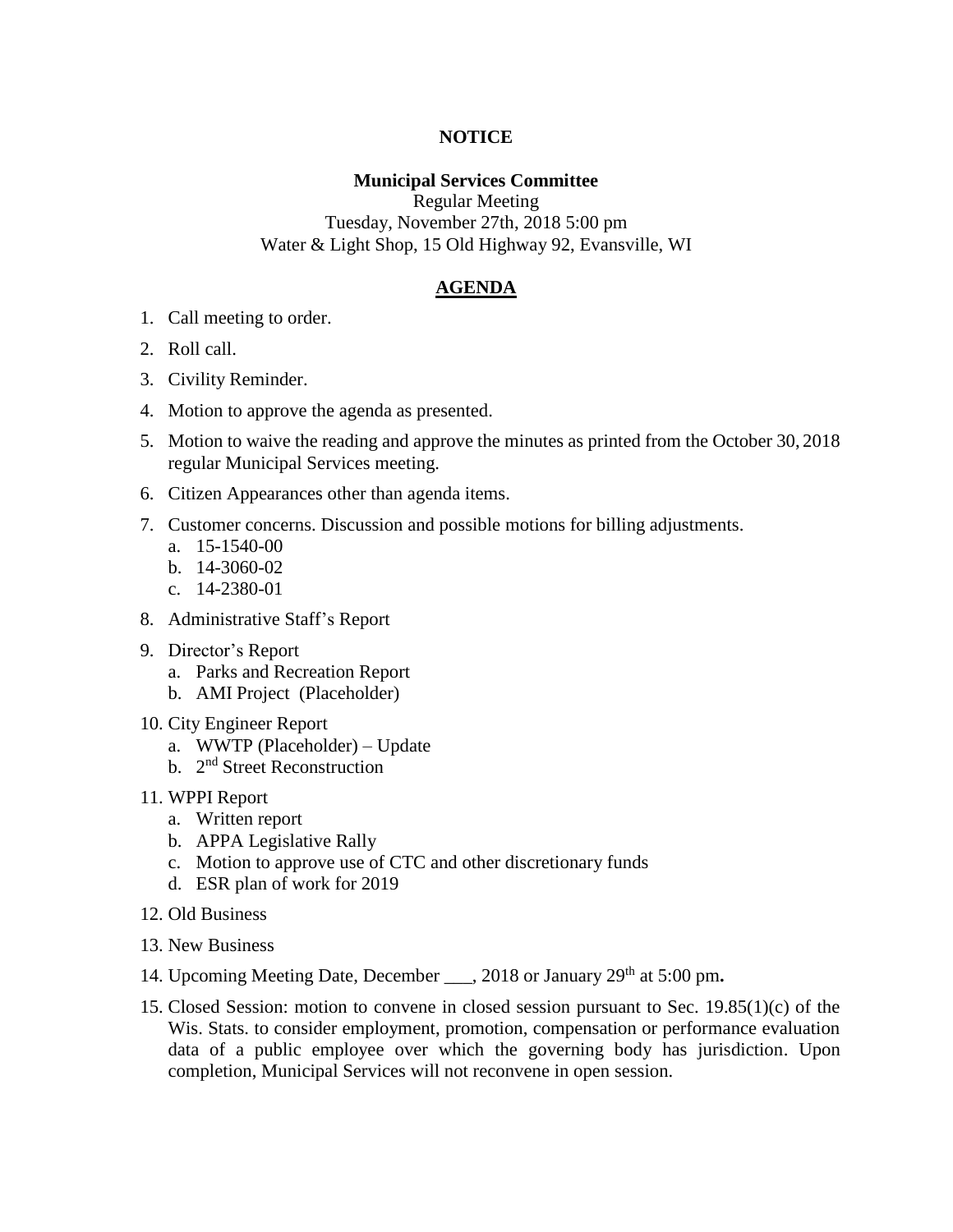**NOTICE**

**Municipal Services Committee**

Regular Meeting
Tuesday, November 27th, 2018 5:00 pm
Water & Light Shop, 15 Old Highway 92, Evansville, WI

## AGENDA

1. Call meeting to order.
2. Roll call.
3. Civility Reminder.
4. Motion to approve the agenda as presented.
5. Motion to waive the reading and approve the minutes as printed from the October 30, 2018 regular Municipal Services meeting.
6. Citizen Appearances other than agenda items.
7. Customer concerns. Discussion and possible motions for billing adjustments.
   a. 15-1540-00
   b. 14-3060-02
   c. 14-2380-01
8. Administrative Staff's Report
9. Director's Report
   a. Parks and Recreation Report
   b. AMI Project (Placeholder)
10. City Engineer Report
    a. WWTP (Placeholder) – Update
    b. 2nd Street Reconstruction
11. WPPI Report
    a. Written report
    b. APPA Legislative Rally
    c. Motion to approve use of CTC and other discretionary funds
    d. ESR plan of work for 2019
12. Old Business
13. New Business
14. Upcoming Meeting Date, December ___, 2018 or January 29th at 5:00 pm**.**
15. Closed Session: motion to convene in closed session pursuant to Sec. 19.85(1)(c) of the Wis. Stats. to consider employment, promotion, compensation or performance evaluation data of a public employee over which the governing body has jurisdiction. Upon completion, Municipal Services will not reconvene in open session.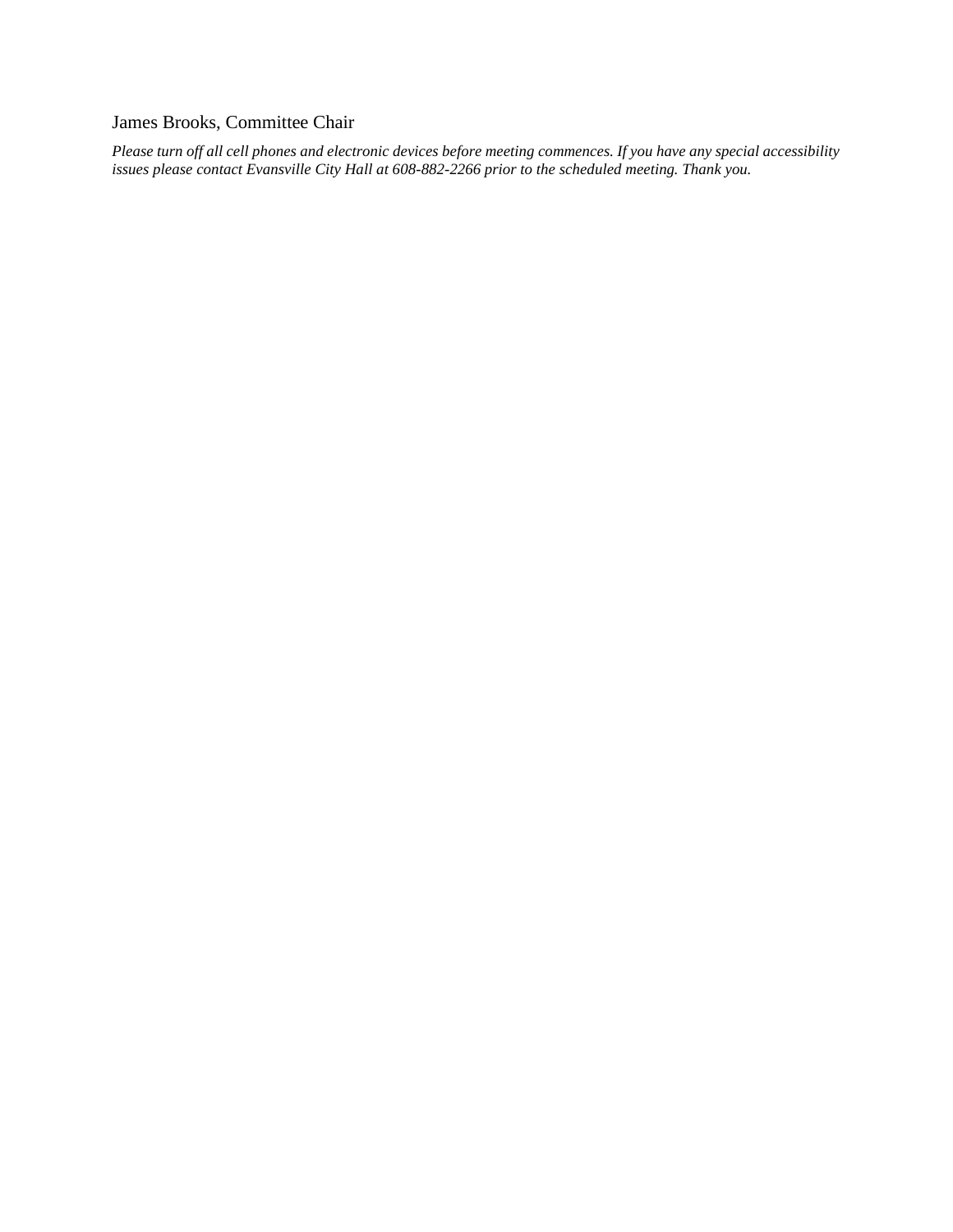James Brooks, Committee Chair

*Please turn off all cell phones and electronic devices before meeting commences. If you have any special accessibility issues please contact Evansville City Hall at 608-882-2266 prior to the scheduled meeting. Thank you.*